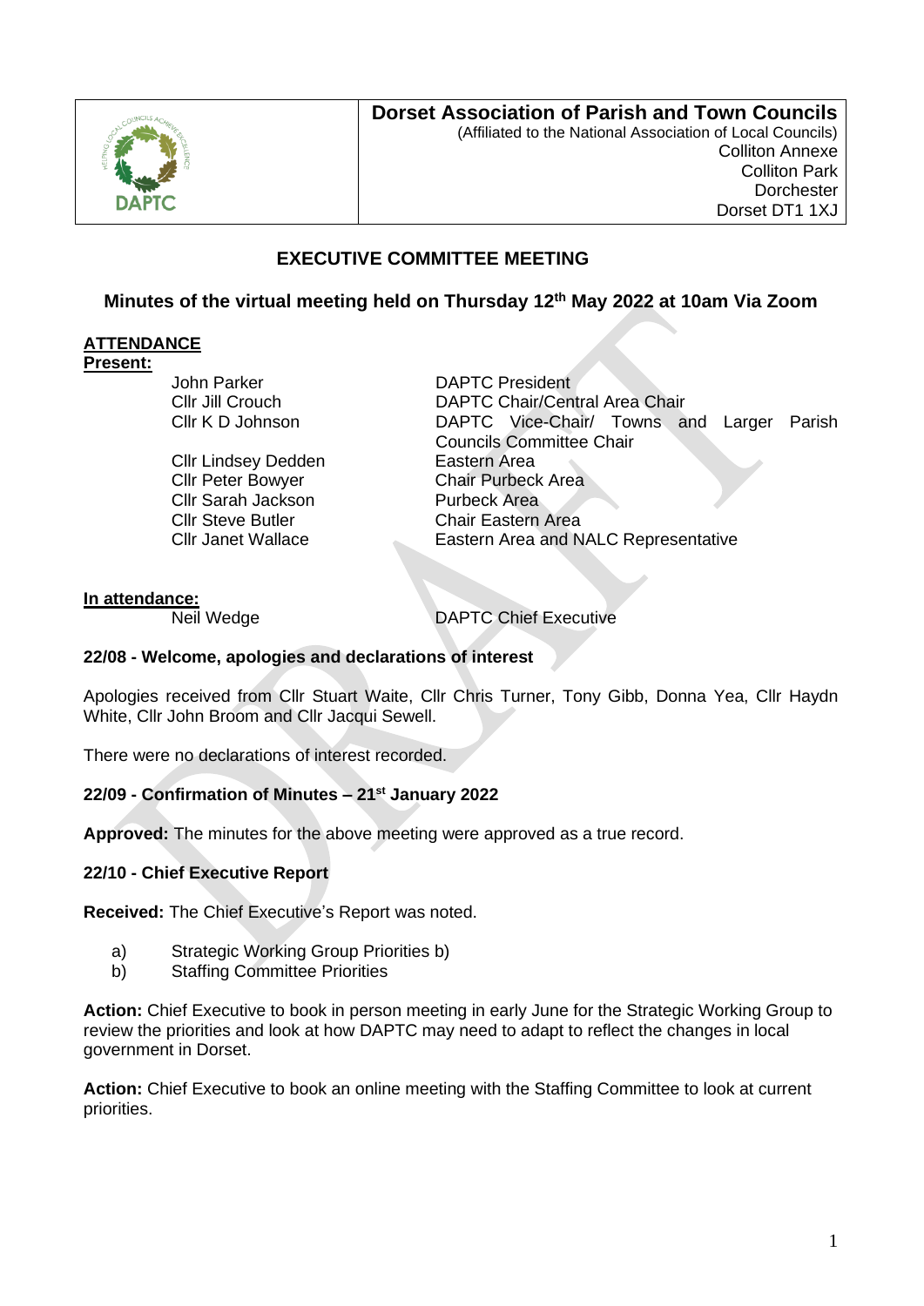**Dorset Association of Parish and Town Councils**
(Affiliated to the National Association of Local Councils)
Colliton Annexe
Colliton Park
Dorchester
Dorset DT1 1XJ

## EXECUTIVE COMMITTEE MEETING

### Minutes of the virtual meeting held on Thursday 12th May 2022 at 10am Via Zoom

**ATTENDANCE**

**Present:**

| | |
|---|---|
| John Parker | DAPTC President |
| Cllr Jill Crouch | DAPTC Chair/Central Area Chair |
| Cllr K D Johnson | DAPTC Vice-Chair/ Towns and Larger Parish Councils Committee Chair |
| Cllr Lindsey Dedden | Eastern Area |
| Cllr Peter Bowyer | Chair Purbeck Area |
| Cllr Sarah Jackson | Purbeck Area |
| Cllr Steve Butler | Chair Eastern Area |
| Cllr Janet Wallace | Eastern Area and NALC Representative |

**In attendance:**

| | |
|---|---|
| Neil Wedge | DAPTC Chief Executive |

**22/08 - Welcome, apologies and declarations of interest**

Apologies received from Cllr Stuart Waite, Cllr Chris Turner, Tony Gibb, Donna Yea, Cllr Haydn White, Cllr John Broom and Cllr Jacqui Sewell.

There were no declarations of interest recorded.

**22/09 - Confirmation of Minutes – 21st January 2022**

**Approved:** The minutes for the above meeting were approved as a true record.

**22/10 - Chief Executive Report**

**Received:** The Chief Executive's Report was noted.

a) Strategic Working Group Priorities b)
b) Staffing Committee Priorities

**Action:** Chief Executive to book in person meeting in early June for the Strategic Working Group to review the priorities and look at how DAPTC may need to adapt to reflect the changes in local government in Dorset.

**Action:** Chief Executive to book an online meeting with the Staffing Committee to look at current priorities.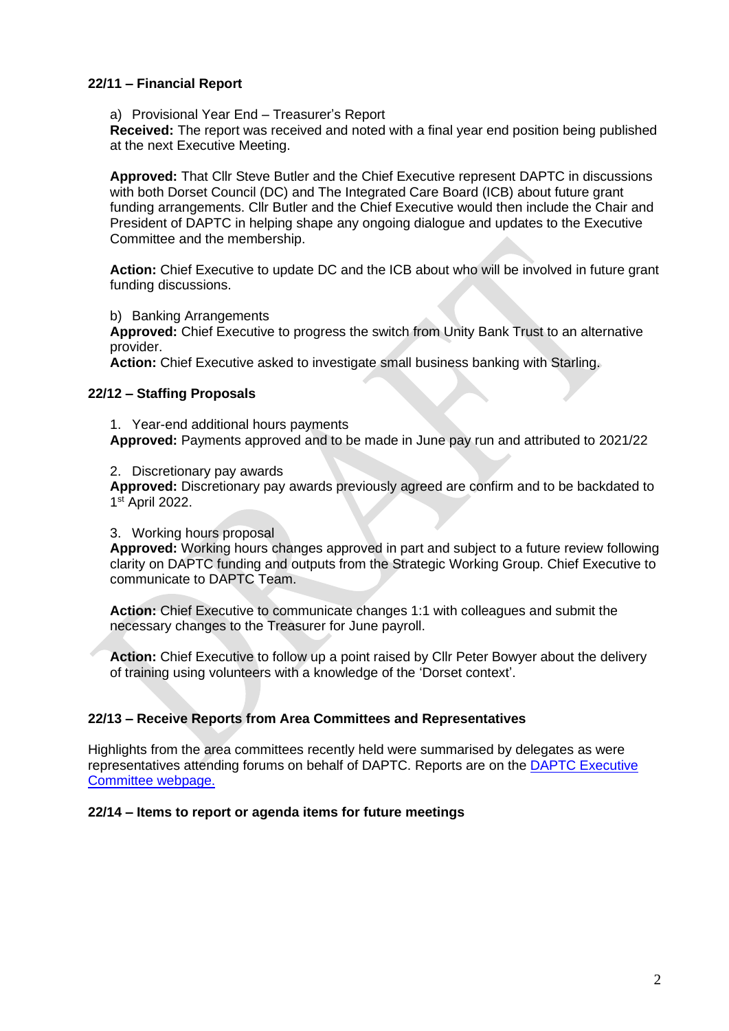**22/11 – Financial Report**

a) Provisional Year End – Treasurer's Report

**Received:** The report was received and noted with a final year end position being published at the next Executive Meeting.

**Approved:** That Cllr Steve Butler and the Chief Executive represent DAPTC in discussions with both Dorset Council (DC) and The Integrated Care Board (ICB) about future grant funding arrangements. Cllr Butler and the Chief Executive would then include the Chair and President of DAPTC in helping shape any ongoing dialogue and updates to the Executive Committee and the membership.

**Action:** Chief Executive to update DC and the ICB about who will be involved in future grant funding discussions.

b) Banking Arrangements

**Approved:** Chief Executive to progress the switch from Unity Bank Trust to an alternative provider.

**Action:** Chief Executive asked to investigate small business banking with Starling.

**22/12 – Staffing Proposals**

1. Year-end additional hours payments

**Approved:** Payments approved and to be made in June pay run and attributed to 2021/22

2. Discretionary pay awards

**Approved:** Discretionary pay awards previously agreed are confirm and to be backdated to 1st April 2022.

3. Working hours proposal

**Approved:** Working hours changes approved in part and subject to a future review following clarity on DAPTC funding and outputs from the Strategic Working Group. Chief Executive to communicate to DAPTC Team.

**Action:** Chief Executive to communicate changes 1:1 with colleagues and submit the necessary changes to the Treasurer for June payroll.

**Action:** Chief Executive to follow up a point raised by Cllr Peter Bowyer about the delivery of training using volunteers with a knowledge of the 'Dorset context'.

**22/13 – Receive Reports from Area Committees and Representatives**

Highlights from the area committees recently held were summarised by delegates as were representatives attending forums on behalf of DAPTC. Reports are on the DAPTC Executive Committee webpage.

**22/14 – Items to report or agenda items for future meetings**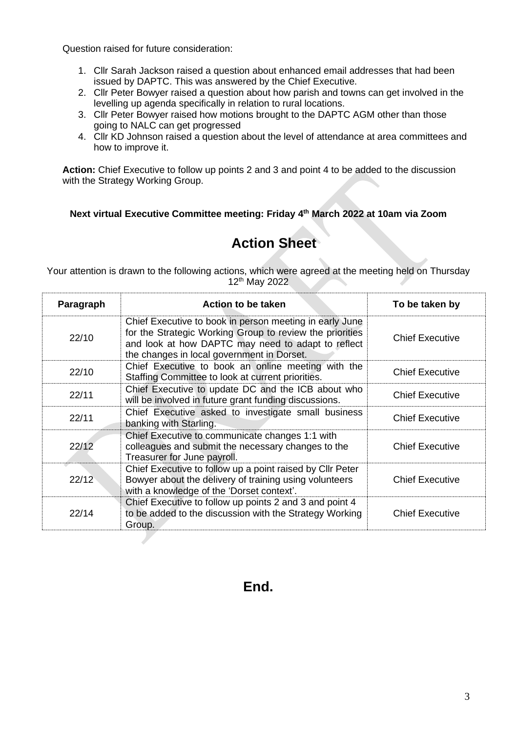Question raised for future consideration:

1. Cllr Sarah Jackson raised a question about enhanced email addresses that had been issued by DAPTC. This was answered by the Chief Executive.
2. Cllr Peter Bowyer raised a question about how parish and towns can get involved in the levelling up agenda specifically in relation to rural locations.
3. Cllr Peter Bowyer raised how motions brought to the DAPTC AGM other than those going to NALC can get progressed
4. Cllr KD Johnson raised a question about the level of attendance at area committees and how to improve it.

**Action:** Chief Executive to follow up points 2 and 3 and point 4 to be added to the discussion with the Strategy Working Group.

**Next virtual Executive Committee meeting: Friday 4th March 2022 at 10am via Zoom**

# Action Sheet

Your attention is drawn to the following actions, which were agreed at the meeting held on Thursday 12th May 2022

| Paragraph | Action to be taken | To be taken by |
|---|---|---|
| 22/10 | Chief Executive to book in person meeting in early June for the Strategic Working Group to review the priorities and look at how DAPTC may need to adapt to reflect the changes in local government in Dorset. | Chief Executive |
| 22/10 | Chief Executive to book an online meeting with the Staffing Committee to look at current priorities. | Chief Executive |
| 22/11 | Chief Executive to update DC and the ICB about who will be involved in future grant funding discussions. | Chief Executive |
| 22/11 | Chief Executive asked to investigate small business banking with Starling. | Chief Executive |
| 22/12 | Chief Executive to communicate changes 1:1 with colleagues and submit the necessary changes to the Treasurer for June payroll. | Chief Executive |
| 22/12 | Chief Executive to follow up a point raised by Cllr Peter Bowyer about the delivery of training using volunteers with a knowledge of the 'Dorset context'. | Chief Executive |
| 22/14 | Chief Executive to follow up points 2 and 3 and point 4 to be added to the discussion with the Strategy Working Group. | Chief Executive |

**End.**